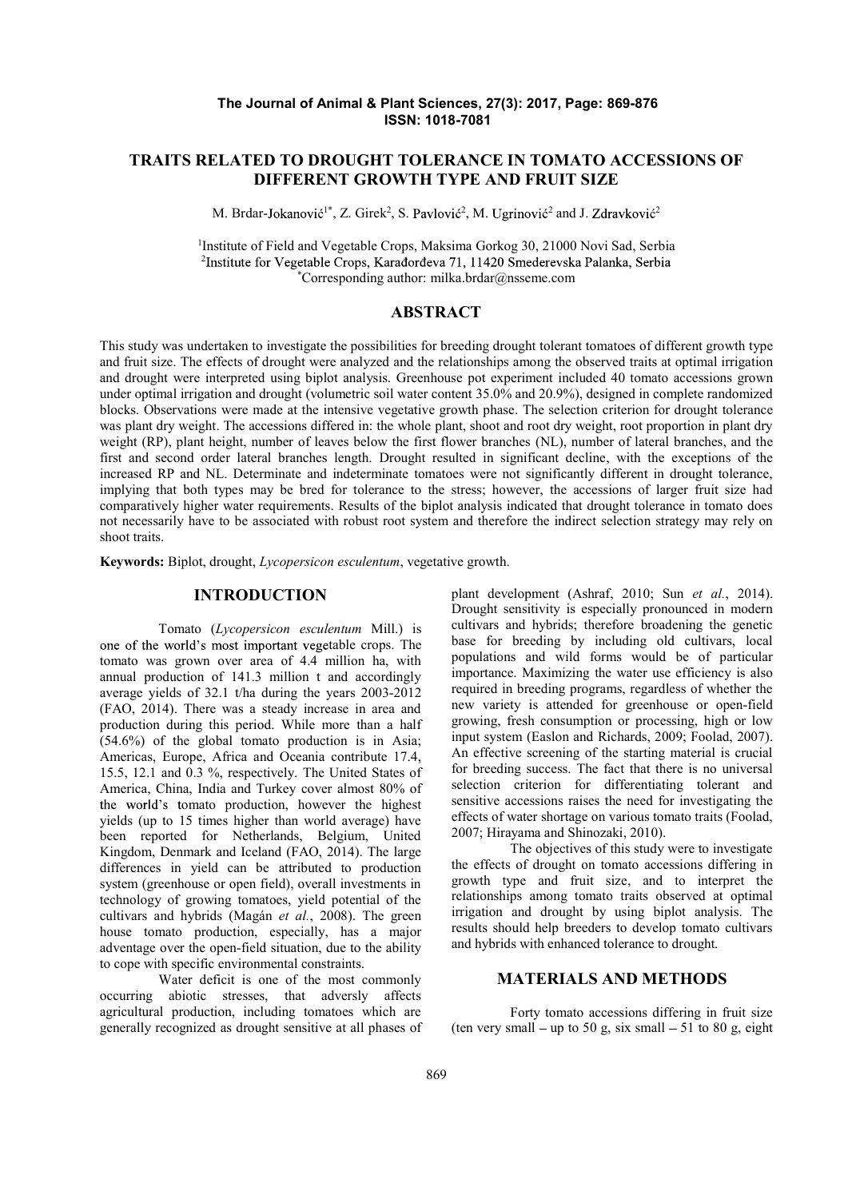# TRAITS RELATED TO DROUGHT TOLERANCE IN TOMATO ACCESSIONS OF DIFFERENT GROWTH TYPE AND FRUIT SIZE

M. Brdar-Jokanović[1*], Z. Girek[2], S. Pavlović[2], M. Ugrinović[2] and J. Zdravković[2]

[1]Institute of Field and Vegetable Crops, Maksima Gorkog 30, 21000 Novi Sad, Serbia
[2]Institute for Vegetable Crops, Karađorđeva 71, 11420 Smederevska Palanka, Serbia
[*]Corresponding author: milka.brdar@nsseme.com

## ABSTRACT

This study was undertaken to investigate the possibilities for breeding drought tolerant tomatoes of different growth type and fruit size. The effects of drought were analyzed and the relationships among the observed traits at optimal irrigation and drought were interpreted using biplot analysis. Greenhouse pot experiment included 40 tomato accessions grown under optimal irrigation and drought (volumetric soil water content 35.0% and 20.9%), designed in complete randomized blocks. Observations were made at the intensive vegetative growth phase. The selection criterion for drought tolerance was plant dry weight. The accessions differed in: the whole plant, shoot and root dry weight, root proportion in plant dry weight (RP), plant height, number of leaves below the first flower branches (NL), number of lateral branches, and the first and second order lateral branches length. Drought resulted in significant decline, with the exceptions of the increased RP and NL. Determinate and indeterminate tomatoes were not significantly different in drought tolerance, implying that both types may be bred for tolerance to the stress; however, the accessions of larger fruit size had comparatively higher water requirements. Results of the biplot analysis indicated that drought tolerance in tomato does not necessarily have to be associated with robust root system and therefore the indirect selection strategy may rely on shoot traits.

**Keywords:** Biplot, drought, *Lycopersicon esculentum*, vegetative growth.

## INTRODUCTION

Tomato (*Lycopersicon esculentum* Mill.) is one of the world's most important vegetable crops. The tomato was grown over area of 4.4 million ha, with annual production of 141.3 million t and accordingly average yields of 32.1 t/ha during the years 2003-2012 (FAO, 2014). There was a steady increase in area and production during this period. While more than a half (54.6%) of the global tomato production is in Asia; Americas, Europe, Africa and Oceania contribute 17.4, 15.5, 12.1 and 0.3 %, respectively. The United States of America, China, India and Turkey cover almost 80% of the world's tomato production, however the highest yields (up to 15 times higher than world average) have been reported for Netherlands, Belgium, United Kingdom, Denmark and Iceland (FAO, 2014). The large differences in yield can be attributed to production system (greenhouse or open field), overall investments in technology of growing tomatoes, yield potential of the cultivars and hybrids (Magán *et al.*, 2008). The green house tomato production, especially, has a major advantage over the open-field situation, due to the ability to cope with specific environmental constraints.

Water deficit is one of the most commonly occurring abiotic stresses, that adversly affects agricultural production, including tomatoes which are generally recognized as drought sensitive at all phases of plant development (Ashraf, 2010; Sun *et al.*, 2014). Drought sensitivity is especially pronounced in modern cultivars and hybrids; therefore broadening the genetic base for breeding by including old cultivars, local populations and wild forms would be of particular importance. Maximizing the water use efficiency is also required in breeding programs, regardless of whether the new variety is attended for greenhouse or open-field growing, fresh consumption or processing, high or low input system (Easlon and Richards, 2009; Foolad, 2007). An effective screening of the starting material is crucial for breeding success. The fact that there is no universal selection criterion for differentiating tolerant and sensitive accessions raises the need for investigating the effects of water shortage on various tomato traits (Foolad, 2007; Hirayama and Shinozaki, 2010).

The objectives of this study were to investigate the effects of drought on tomato accessions differing in growth type and fruit size, and to interpret the relationships among tomato traits observed at optimal irrigation and drought by using biplot analysis. The results should help breeders to develop tomato cultivars and hybrids with enhanced tolerance to drought.

## MATERIALS AND METHODS

Forty tomato accessions differing in fruit size (ten very small – up to 50 g, six small – 51 to 80 g, eight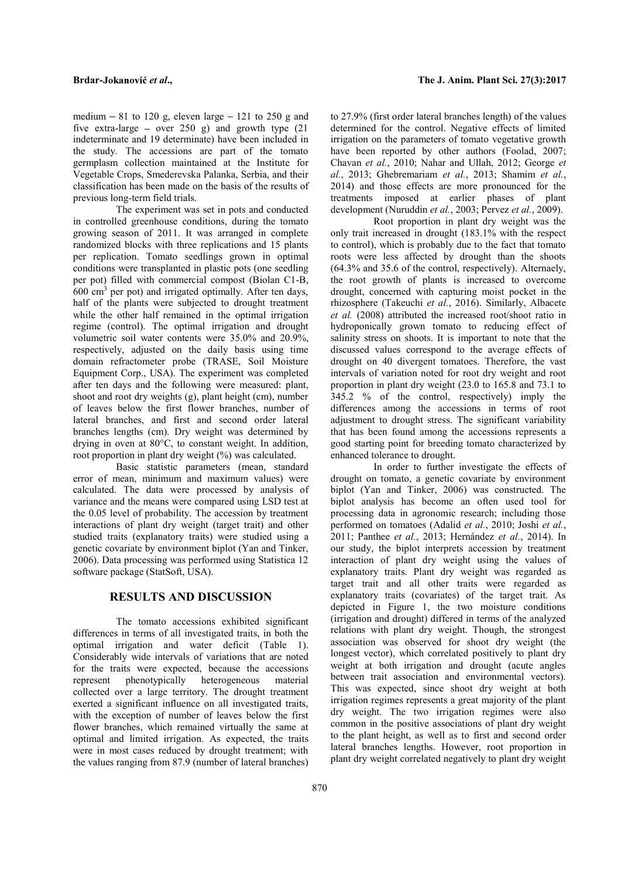medium – 81 to 120 g, eleven large – 121 to 250 g and five extra-large – over 250 g) and growth type (21 indeterminate and 19 determinate) have been included in the study. The accessions are part of the tomato germplasm collection maintained at the Institute for Vegetable Crops, Smederevska Palanka, Serbia, and their classification has been made on the basis of the results of previous long-term field trials.

The experiment was set in pots and conducted in controlled greenhouse conditions, during the tomato growing season of 2011. It was arranged in complete randomized blocks with three replications and 15 plants per replication. Tomato seedlings grown in optimal conditions were transplanted in plastic pots (one seedling per pot) filled with commercial compost (Biolan C1-B, 600 $cm^3$ per pot) and irrigated optimally. After ten days, half of the plants were subjected to drought treatment while the other half remained in the optimal irrigation regime (control). The optimal irrigation and drought volumetric soil water contents were 35.0% and 20.9%, respectively, adjusted on the daily basis using time domain refractometer probe (TRASE, Soil Moisture Equipment Corp., USA). The experiment was completed after ten days and the following were measured: plant, shoot and root dry weights (g), plant height (cm), number of leaves below the first flower branches, number of lateral branches, and first and second order lateral branches lengths (cm). Dry weight was determined by drying in oven at 80°C, to constant weight. In addition, root proportion in plant dry weight (%) was calculated.

Basic statistic parameters (mean, standard error of mean, minimum and maximum values) were calculated. The data were processed by analysis of variance and the means were compared using LSD test at the 0.05 level of probability. The accession by treatment interactions of plant dry weight (target trait) and other studied traits (explanatory traits) were studied using a genetic covariate by environment biplot (Yan and Tinker, 2006). Data processing was performed using Statistica 12 software package (StatSoft, USA).

## RESULTS AND DISCUSSION

The tomato accessions exhibited significant differences in terms of all investigated traits, in both the optimal irrigation and water deficit (Table 1). Considerably wide intervals of variations that are noted for the traits were expected, because the accessions represent phenotypically heterogeneous material collected over a large territory. The drought treatment exerted a significant influence on all investigated traits, with the exception of number of leaves below the first flower branches, which remained virtually the same at optimal and limited irrigation. As expected, the traits were in most cases reduced by drought treatment; with the values ranging from 87.9 (number of lateral branches) to 27.9% (first order lateral branches length) of the values determined for the control. Negative effects of limited irrigation on the parameters of tomato vegetative growth have been reported by other authors (Foolad, 2007; Chavan *et al.*, 2010; Nahar and Ullah, 2012; George *et al.*, 2013; Ghebremariam *et al.*, 2013; Shamim *et al.*, 2014) and those effects are more pronounced for the treatments imposed at earlier phases of plant development (Nuruddin *et al.*, 2003; Pervez *et al.*, 2009).

Root proportion in plant dry weight was the only trait increased in drought (183.1% with the respect to control), which is probably due to the fact that tomato roots were less affected by drought than the shoots (64.3% and 35.6 of the control, respectively). Alternaely, the root growth of plants is increased to overcome drought, concerned with capturing moist pocket in the rhizosphere (Takeuchi *et al.*, 2016). Similarly, Albacete *et al.* (2008) attributed the increased root/shoot ratio in hydroponically grown tomato to reducing effect of salinity stress on shoots. It is important to note that the discussed values correspond to the average effects of drought on 40 divergent tomatoes. Therefore, the vast intervals of variation noted for root dry weight and root proportion in plant dry weight (23.0 to 165.8 and 73.1 to 345.2 % of the control, respectively) imply the differences among the accessions in terms of root adjustment to drought stress. The significant variability that has been found among the accessions represents a good starting point for breeding tomato characterized by enhanced tolerance to drought.

In order to further investigate the effects of drought on tomato, a genetic covariate by environment biplot (Yan and Tinker, 2006) was constructed. The biplot analysis has become an often used tool for processing data in agronomic research; including those performed on tomatoes (Adalid *et al.*, 2010; Joshi *et al.*, 2011; Panthee *et al.*, 2013; Hernández *et al.*, 2014). In our study, the biplot interprets accession by treatment interaction of plant dry weight using the values of explanatory traits. Plant dry weight was regarded as target trait and all other traits were regarded as explanatory traits (covariates) of the target trait. As depicted in Figure 1, the two moisture conditions (irrigation and drought) differed in terms of the analyzed relations with plant dry weight. Though, the strongest association was observed for shoot dry weight (the longest vector), which correlated positively to plant dry weight at both irrigation and drought (acute angles between trait association and environmental vectors). This was expected, since shoot dry weight at both irrigation regimes represents a great majority of the plant dry weight. The two irrigation regimes were also common in the positive associations of plant dry weight to the plant height, as well as to first and second order lateral branches lengths. However, root proportion in plant dry weight correlated negatively to plant dry weight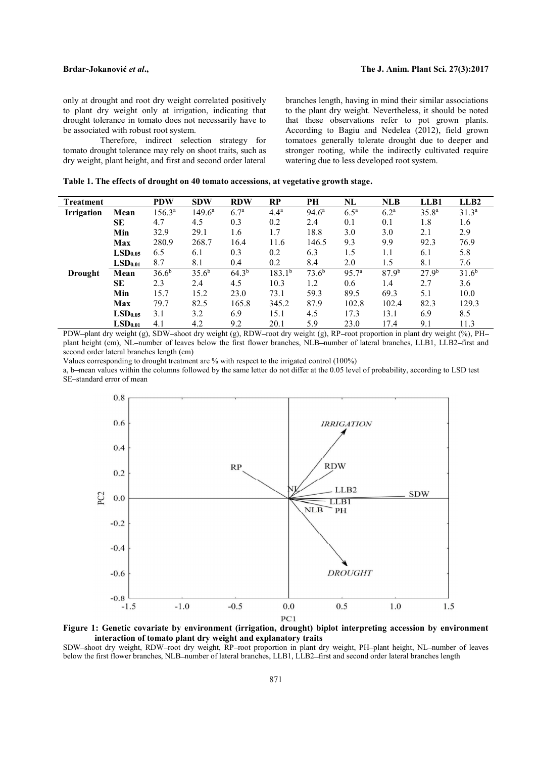only at drought and root dry weight correlated positively to plant dry weight only at irrigation, indicating that drought tolerance in tomato does not necessarily have to be associated with robust root system.

Therefore, indirect selection strategy for tomato drought tolerance may rely on shoot traits, such as dry weight, plant height, and first and second order lateral branches length, having in mind their similar associations to the plant dry weight. Nevertheless, it should be noted that these observations refer to pot grown plants. According to Bagiu and Nedelea (2012), field grown tomatoes generally tolerate drought due to deeper and stronger rooting, while the indirectly cultivated require watering due to less developed root system.

**Table 1. The effects of drought on 40 tomato accessions, at vegetative growth stage.**

| Treatment | | PDW | SDW | RDW | RP | PH | NL | NLB | LLB1 | LLB2 |
|---|---|---|---|---|---|---|---|---|---|---|
| **Irrigation** | **Mean** | 156.3[a] | 149.6[a] | 6.7[a] | 4.4[a] | 94.6[a] | 6.5[a] | 6.2[a] | 35.8[a] | 31.3[a] |
| | **SE** | 4.7 | 4.5 | 0.3 | 0.2 | 2.4 | 0.1 | 0.1 | 1.8 | 1.6 |
| | **Min** | 32.9 | 29.1 | 1.6 | 1.7 | 18.8 | 3.0 | 3.0 | 2.1 | 2.9 |
| | **Max** | 280.9 | 268.7 | 16.4 | 11.6 | 146.5 | 9.3 | 9.9 | 92.3 | 76.9 |
| | **$LSD_{0.05}$** | 6.5 | 6.1 | 0.3 | 0.2 | 6.3 | 1.5 | 1.1 | 6.1 | 5.8 |
| | **$LSD_{0.01}$** | 8.7 | 8.1 | 0.4 | 0.2 | 8.4 | 2.0 | 1.5 | 8.1 | 7.6 |
| **Drought** | **Mean** | 36.6[b] | 35.6[b] | 64.3[b] | 183.1[b] | 73.6[b] | 95.7[a] | 87.9[b] | 27.9[b] | 31.6[b] |
| | **SE** | 2.3 | 2.4 | 4.5 | 10.3 | 1.2 | 0.6 | 1.4 | 2.7 | 3.6 |
| | **Min** | 15.7 | 15.2 | 23.0 | 73.1 | 59.3 | 89.5 | 69.3 | 5.1 | 10.0 |
| | **Max** | 79.7 | 82.5 | 165.8 | 345.2 | 87.9 | 102.8 | 102.4 | 82.3 | 129.3 |
| | **$LSD_{0.05}$** | 3.1 | 3.2 | 6.9 | 15.1 | 4.5 | 17.3 | 13.1 | 6.9 | 8.5 |
| | **$LSD_{0.01}$** | 4.1 | 4.2 | 9.2 | 20.1 | 5.9 | 23.0 | 17.4 | 9.1 | 11.3 |

PDW–plant dry weight (g), SDW–shoot dry weight (g), RDW–root dry weight (g), RP–root proportion in plant dry weight (%), PH–plant height (cm), NL–number of leaves below the first flower branches, NLB–number of lateral branches, LLB1, LLB2–first and second order lateral branches length (cm)

Values corresponding to drought treatment are % with respect to the irrigated control (100%)

a, b–mean values within the columns followed by the same letter do not differ at the 0.05 level of probability, according to LSD test

SE–standard error of mean

**Figure 1: Genetic covariate by environment (irrigation, drought) biplot interpreting accession by environment interaction of tomato plant dry weight and explanatory traits**

SDW–shoot dry weight, RDW–root dry weight, RP–root proportion in plant dry weight, PH–plant height, NL–number of leaves below the first flower branches, NLB–number of lateral branches, LLB1, LLB2–first and second order lateral branches length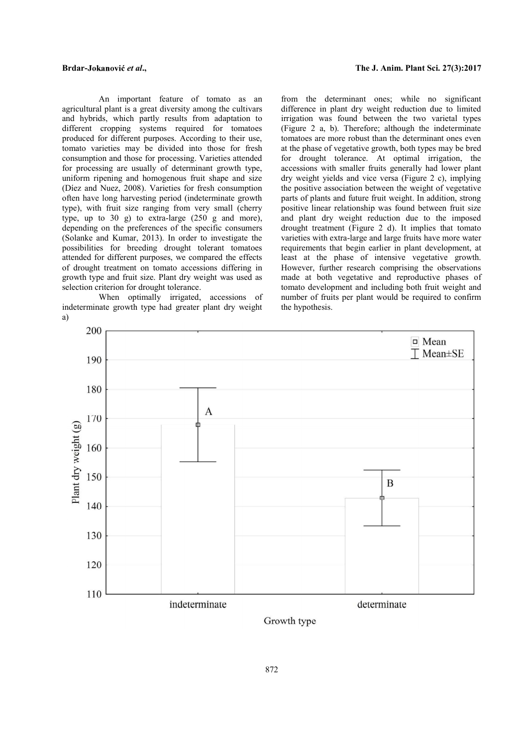An important feature of tomato as an agricultural plant is a great diversity among the cultivars and hybrids, which partly results from adaptation to different cropping systems required for tomatoes produced for different purposes. According to their use, tomato varieties may be divided into those for fresh consumption and those for processing. Varieties attended for processing are usually of determinant growth type, uniform ripening and homogenous fruit shape and size (Díez and Nuez, 2008). Varieties for fresh consumption often have long harvesting period (indeterminate growth type), with fruit size ranging from very small (cherry type, up to 30 g) to extra-large (250 g and more), depending on the preferences of the specific consumers (Solanke and Kumar, 2013). In order to investigate the possibilities for breeding drought tolerant tomatoes attended for different purposes, we compared the effects of drought treatment on tomato accessions differing in growth type and fruit size. Plant dry weight was used as selection criterion for drought tolerance.

When optimally irrigated, accessions of indeterminate growth type had greater plant dry weight from the determinant ones; while no significant difference in plant dry weight reduction due to limited irrigation was found between the two varietal types (Figure 2 a, b). Therefore; although the indeterminate tomatoes are more robust than the determinant ones even at the phase of vegetative growth, both types may be bred for drought tolerance. At optimal irrigation, the accessions with smaller fruits generally had lower plant dry weight yields and vice versa (Figure 2 c), implying the positive association between the weight of vegetative parts of plants and future fruit weight. In addition, strong positive linear relationship was found between fruit size and plant dry weight reduction due to the imposed drought treatment (Figure 2 d). It implies that tomato varieties with extra-large and large fruits have more water requirements that begin earlier in plant development, at least at the phase of intensive vegetative growth. However, further research comprising the observations made at both vegetative and reproductive phases of tomato development and including both fruit weight and number of fruits per plant would be required to confirm the hypothesis.

a)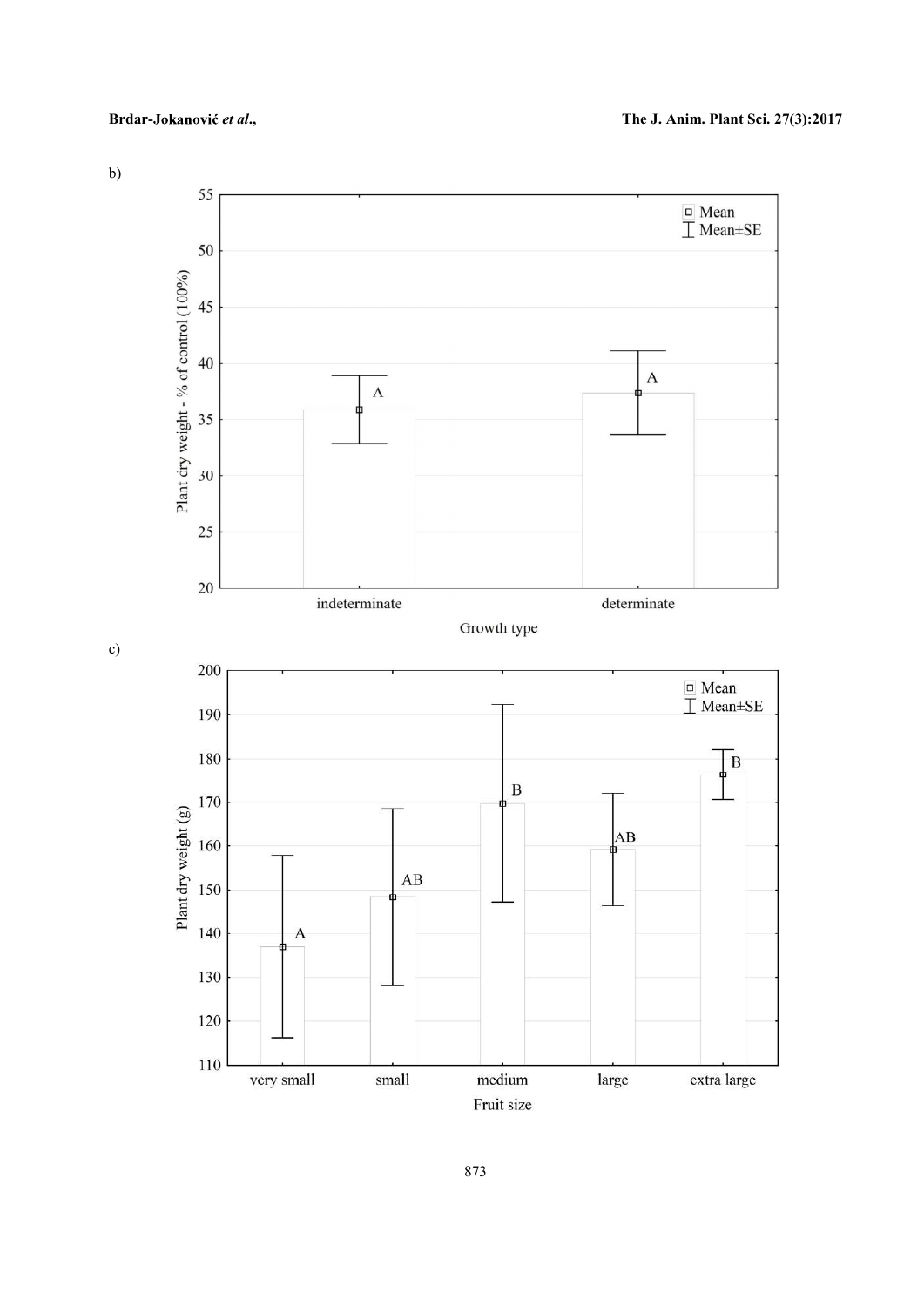b)

Plant dry weight - % of control (100%)

| Growth type | Letter |
|---|---|
| indeterminate | A |
| determinate | A |

□ Mean
⊥ Mean±SE

c)

Plant dry weight (g)

| Fruit size | Letter |
|---|---|
| very small | A |
| small | AB |
| medium | B |
| large | AB |
| extra large | B |

□ Mean
⊥ Mean±SE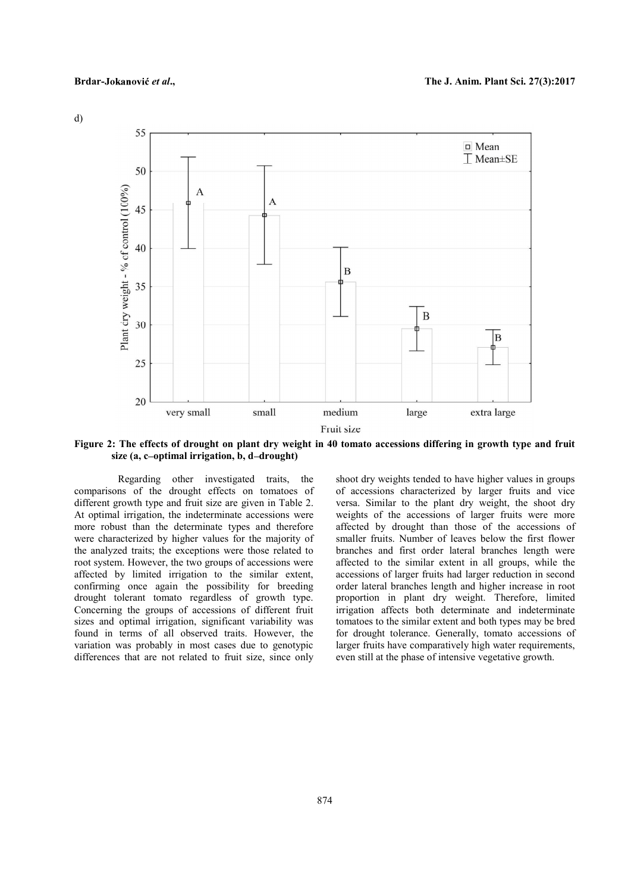d)

Figure 2: The effects of drought on plant dry weight in 40 tomato accessions differing in growth type and fruit size (a, c–optimal irrigation, b, d–drought)

Regarding other investigated traits, the comparisons of the drought effects on tomatoes of different growth type and fruit size are given in Table 2. At optimal irrigation, the indeterminate accessions were more robust than the determinate types and therefore were characterized by higher values for the majority of the analyzed traits; the exceptions were those related to root system. However, the two groups of accessions were affected by limited irrigation to the similar extent, confirming once again the possibility for breeding drought tolerant tomato regardless of growth type. Concerning the groups of accessions of different fruit sizes and optimal irrigation, significant variability was found in terms of all observed traits. However, the variation was probably in most cases due to genotypic differences that are not related to fruit size, since only shoot dry weights tended to have higher values in groups of accessions characterized by larger fruits and vice versa. Similar to the plant dry weight, the shoot dry weights of the accessions of larger fruits were more affected by drought than those of the accessions of smaller fruits. Number of leaves below the first flower branches and first order lateral branches length were affected to the similar extent in all groups, while the accessions of larger fruits had larger reduction in second order lateral branches length and higher increase in root proportion in plant dry weight. Therefore, limited irrigation affects both determinate and indeterminate tomatoes to the similar extent and both types may be bred for drought tolerance. Generally, tomato accessions of larger fruits have comparatively high water requirements, even still at the phase of intensive vegetative growth.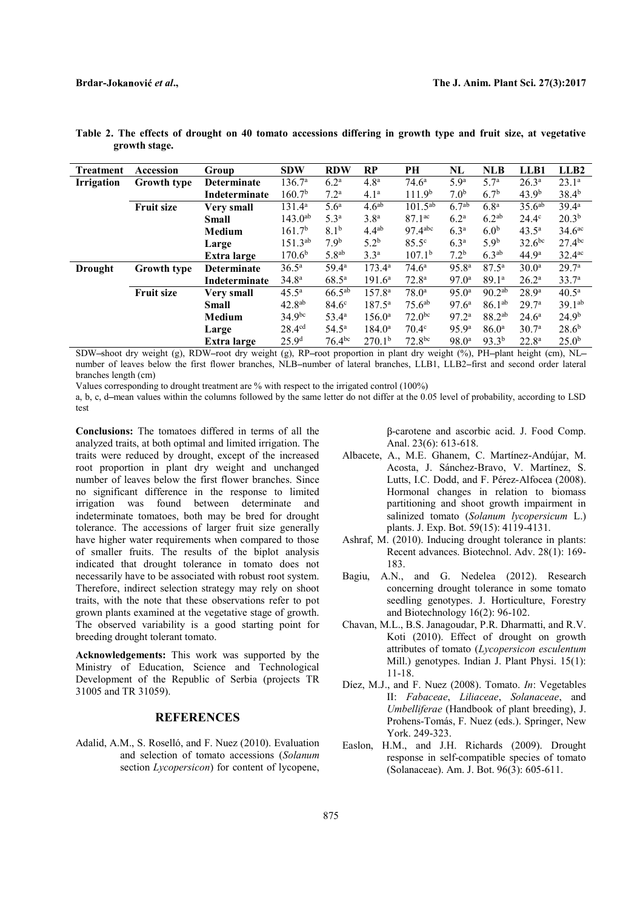**Table 2. The effects of drought on 40 tomato accessions differing in growth type and fruit size, at vegetative growth stage.**

| Treatment | Accession | Group | SDW | RDW | RP | PH | NL | NLB | LLB1 | LLB2 |
|---|---|---|---|---|---|---|---|---|---|---|
| **Irrigation** | **Growth type** | **Determinate** | 136.7[a] | 6.2[a] | 4.8[a] | 74.6[a] | 5.9[a] | 5.7[a] | 26.3[a] | 23.1[a] |
| | | **Indeterminate** | 160.7[b] | 7.2[a] | 4.1[a] | 111.9[b] | 7.0[b] | 6.7[b] | 43.9[b] | 38.4[b] |
| | **Fruit size** | **Very small** | 131.4[a] | 5.6[a] | 4.6[ab] | 101.5[ab] | 6.7[ab] | 6.8[a] | 35.6[ab] | 39.4[a] |
| | | **Small** | 143.0[ab] | 5.3[a] | 3.8[a] | 87.1[ac] | 6.2[a] | 6.2[ab] | 24.4[c] | 20.3[b] |
| | | **Medium** | 161.7[b] | 8.1[b] | 4.4[ab] | 97.4[abc] | 6.3[a] | 6.0[b] | 43.5[a] | 34.6[ac] |
| | | **Large** | 151.3[ab] | 7.9[b] | 5.2[b] | 85.5[c] | 6.3[a] | 5.9[b] | 32.6[bc] | 27.4[bc] |
| | | **Extra large** | 170.6[b] | 5.8[ab] | 3.3[a] | 107.1[b] | 7.2[b] | 6.3[ab] | 44.9[a] | 32.4[ac] |
| **Drought** | **Growth type** | **Determinate** | 36.5[a] | 59.4[a] | 173.4[a] | 74.6[a] | 95.8[a] | 87.5[a] | 30.0[a] | 29.7[a] |
| | | **Indeterminate** | 34.8[a] | 68.5[a] | 191.6[a] | 72.8[a] | 97.0[a] | 89.1[a] | 26.2[a] | 33.7[a] |
| | **Fruit size** | **Very small** | 45.5[a] | 66.5[ab] | 157.8[a] | 78.0[a] | 95.0[a] | 90.2[ab] | 28.9[a] | 40.5[a] |
| | | **Small** | 42.8[ab] | 84.6[c] | 187.5[a] | 75.6[ab] | 97.6[a] | 86.1[ab] | 29.7[a] | 39.1[ab] |
| | | **Medium** | 34.9[bc] | 53.4[a] | 156.0[a] | 72.0[bc] | 97.2[a] | 88.2[ab] | 24.6[a] | 24.9[b] |
| | | **Large** | 28.4[cd] | 54.5[a] | 184.0[a] | 70.4[c] | 95.9[a] | 86.0[a] | 30.7[a] | 28.6[b] |
| | | **Extra large** | 25.9[d] | 76.4[bc] | 270.1[b] | 72.8[bc] | 98.0[a] | 93.3[b] | 22.8[a] | 25.0[b] |

SDW–shoot dry weight (g), RDW–root dry weight (g), RP–root proportion in plant dry weight (%), PH–plant height (cm), NL–number of leaves below the first flower branches, NLB–number of lateral branches, LLB1, LLB2–first and second order lateral branches length (cm)

Values corresponding to drought treatment are % with respect to the irrigated control (100%)

a, b, c, d–mean values within the columns followed by the same letter do not differ at the 0.05 level of probability, according to LSD test

**Conclusions:** The tomatoes differed in terms of all the analyzed traits, at both optimal and limited irrigation. The traits were reduced by drought, except of the increased root proportion in plant dry weight and unchanged number of leaves below the first flower branches. Since no significant difference in the response to limited irrigation was found between determinate and indeterminate tomatoes, both may be bred for drought tolerance. The accessions of larger fruit size generally have higher water requirements when compared to those of smaller fruits. The results of the biplot analysis indicated that drought tolerance in tomato does not necessarily have to be associated with robust root system. Therefore, indirect selection strategy may rely on shoot traits, with the note that these observations refer to pot grown plants examined at the vegetative stage of growth. The observed variability is a good starting point for breeding drought tolerant tomato.

**Acknowledgements:** This work was supported by the Ministry of Education, Science and Technological Development of the Republic of Serbia (projects TR 31005 and TR 31059).

## REFERENCES

Adalid, A.M., S. Roselló, and F. Nuez (2010). Evaluation and selection of tomato accessions (*Solanum* section *Lycopersicon*) for content of lycopene, β-carotene and ascorbic acid. J. Food Comp. Anal. 23(6): 613-618.

Albacete, A., M.E. Ghanem, C. Martínez-Andújar, M. Acosta, J. Sánchez-Bravo, V. Martínez, S. Lutts, I.C. Dodd, and F. Pérez-Alfocea (2008). Hormonal changes in relation to biomass partitioning and shoot growth impairment in salinized tomato (*Solanum lycopersicum* L.) plants. J. Exp. Bot. 59(15): 4119-4131.

Ashraf, M. (2010). Inducing drought tolerance in plants: Recent advances. Biotechnol. Adv. 28(1): 169-183.

Bagiu, A.N., and G. Nedelea (2012). Research concerning drought tolerance in some tomato seedling genotypes. J. Horticulture, Forestry and Biotechnology 16(2): 96-102.

Chavan, M.L., B.S. Janagoudar, P.R. Dharmatti, and R.V. Koti (2010). Effect of drought on growth attributes of tomato (*Lycopersicon esculentum* Mill.) genotypes. Indian J. Plant Physi. 15(1): 11-18.

Díez, M.J., and F. Nuez (2008). Tomato. *In*: Vegetables II: *Fabaceae*, *Liliaceae*, *Solanaceae*, and *Umbelliferae* (Handbook of plant breeding), J. Prohens-Tomás, F. Nuez (eds.). Springer, New York. 249-323.

Easlon, H.M., and J.H. Richards (2009). Drought response in self-compatible species of tomato (Solanaceae). Am. J. Bot. 96(3): 605-611.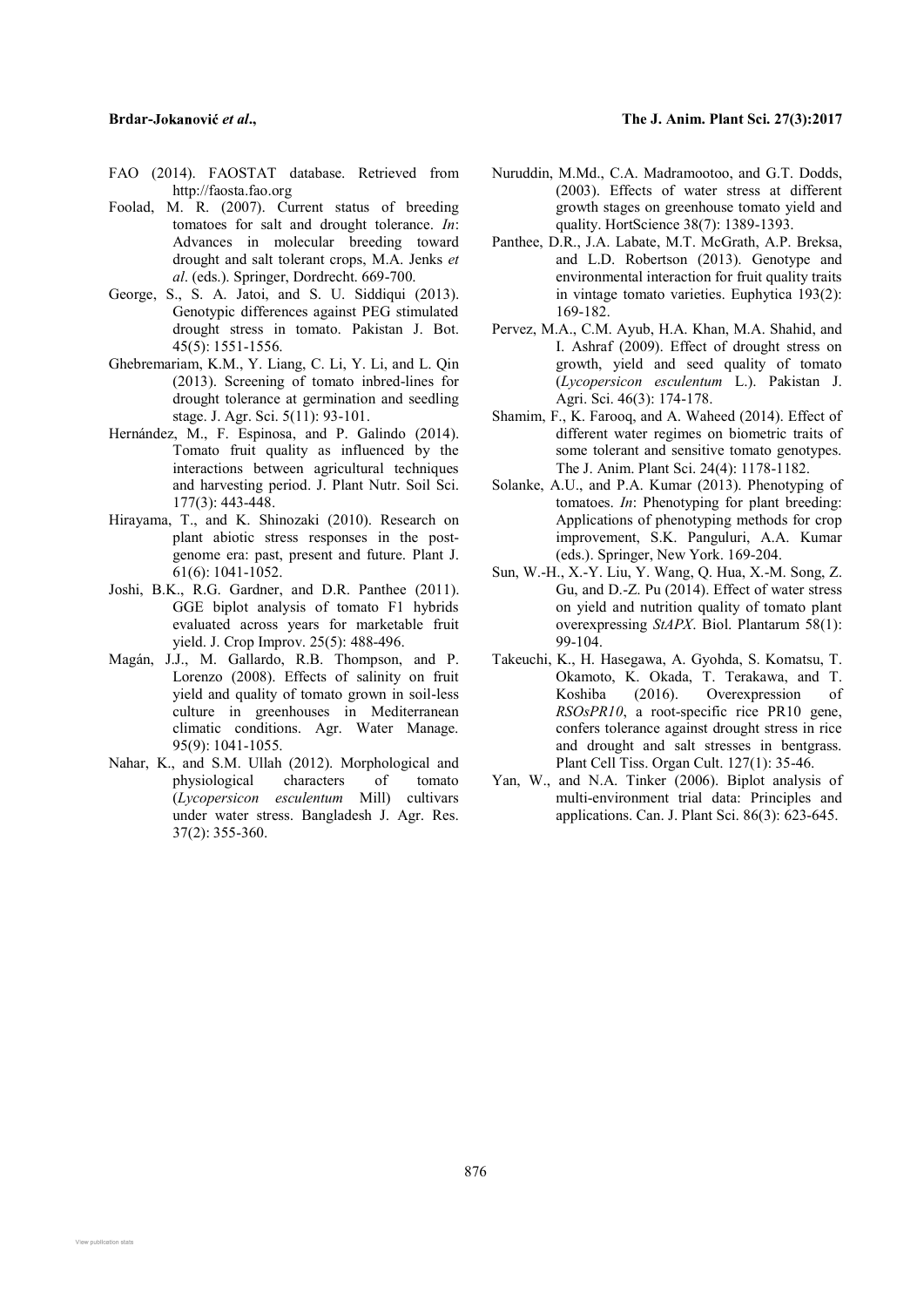FAO (2014). FAOSTAT database. Retrieved from http://faosta.fao.org

Foolad, M. R. (2007). Current status of breeding tomatoes for salt and drought tolerance. *In*: Advances in molecular breeding toward drought and salt tolerant crops, M.A. Jenks *et al*. (eds.). Springer, Dordrecht. 669-700.

George, S., S. A. Jatoi, and S. U. Siddiqui (2013). Genotypic differences against PEG stimulated drought stress in tomato. Pakistan J. Bot. 45(5): 1551-1556.

Ghebremariam, K.M., Y. Liang, C. Li, Y. Li, and L. Qin (2013). Screening of tomato inbred-lines for drought tolerance at germination and seedling stage. J. Agr. Sci. 5(11): 93-101.

Hernández, M., F. Espinosa, and P. Galindo (2014). Tomato fruit quality as influenced by the interactions between agricultural techniques and harvesting period. J. Plant Nutr. Soil Sci. 177(3): 443-448.

Hirayama, T., and K. Shinozaki (2010). Research on plant abiotic stress responses in the post-genome era: past, present and future. Plant J. 61(6): 1041-1052.

Joshi, B.K., R.G. Gardner, and D.R. Panthee (2011). GGE biplot analysis of tomato F1 hybrids evaluated across years for marketable fruit yield. J. Crop Improv. 25(5): 488-496.

Magán, J.J., M. Gallardo, R.B. Thompson, and P. Lorenzo (2008). Effects of salinity on fruit yield and quality of tomato grown in soil-less culture in greenhouses in Mediterranean climatic conditions. Agr. Water Manage. 95(9): 1041-1055.

Nahar, K., and S.M. Ullah (2012). Morphological and physiological characters of tomato (*Lycopersicon esculentum* Mill) cultivars under water stress. Bangladesh J. Agr. Res. 37(2): 355-360.

Nuruddin, M.Md., C.A. Madramootoo, and G.T. Dodds, (2003). Effects of water stress at different growth stages on greenhouse tomato yield and quality. HortScience 38(7): 1389-1393.

Panthee, D.R., J.A. Labate, M.T. McGrath, A.P. Breksa, and L.D. Robertson (2013). Genotype and environmental interaction for fruit quality traits in vintage tomato varieties. Euphytica 193(2): 169-182.

Pervez, M.A., C.M. Ayub, H.A. Khan, M.A. Shahid, and I. Ashraf (2009). Effect of drought stress on growth, yield and seed quality of tomato (*Lycopersicon esculentum* L.). Pakistan J. Agri. Sci. 46(3): 174-178.

Shamim, F., K. Farooq, and A. Waheed (2014). Effect of different water regimes on biometric traits of some tolerant and sensitive tomato genotypes. The J. Anim. Plant Sci. 24(4): 1178-1182.

Solanke, A.U., and P.A. Kumar (2013). Phenotyping of tomatoes. *In*: Phenotyping for plant breeding: Applications of phenotyping methods for crop improvement, S.K. Panguluri, A.A. Kumar (eds.). Springer, New York. 169-204.

Sun, W.-H., X.-Y. Liu, Y. Wang, Q. Hua, X.-M. Song, Z. Gu, and D.-Z. Pu (2014). Effect of water stress on yield and nutrition quality of tomato plant overexpressing *StAPX*. Biol. Plantarum 58(1): 99-104.

Takeuchi, K., H. Hasegawa, A. Gyohda, S. Komatsu, T. Okamoto, K. Okada, T. Terakawa, and T. Koshiba (2016). Overexpression of *RSOsPR10*, a root-specific rice PR10 gene, confers tolerance against drought stress in rice and drought and salt stresses in bentgrass. Plant Cell Tiss. Organ Cult. 127(1): 35-46.

Yan, W., and N.A. Tinker (2006). Biplot analysis of multi-environment trial data: Principles and applications. Can. J. Plant Sci. 86(3): 623-645.